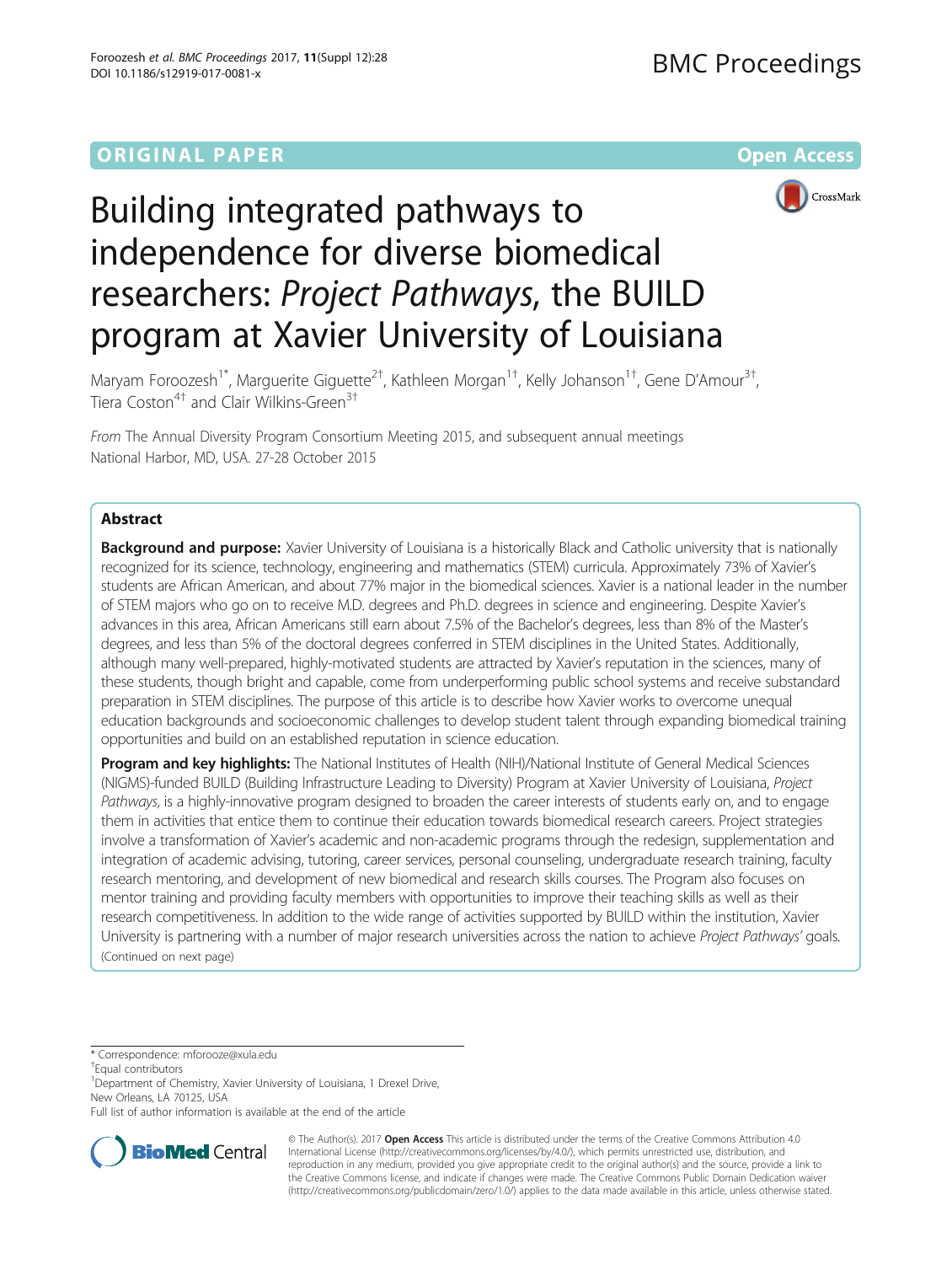**ORIGINAL PAPER** **Open Access**

# Building integrated pathways to independence for diverse biomedical researchers: *Project Pathways*, the BUILD program at Xavier University of Louisiana

Maryam Foroozesh[1*], Marguerite Giguette[2†], Kathleen Morgan[1†], Kelly Johanson[1†], Gene D'Amour[3†], Tiera Coston[4†] and Clair Wilkins-Green[3†]

*From* The Annual Diversity Program Consortium Meeting 2015, and subsequent annual meetings
National Harbor, MD, USA. 27-28 October 2015

## Abstract

**Background and purpose:** Xavier University of Louisiana is a historically Black and Catholic university that is nationally recognized for its science, technology, engineering and mathematics (STEM) curricula. Approximately 73% of Xavier's students are African American, and about 77% major in the biomedical sciences. Xavier is a national leader in the number of STEM majors who go on to receive M.D. degrees and Ph.D. degrees in science and engineering. Despite Xavier's advances in this area, African Americans still earn about 7.5% of the Bachelor's degrees, less than 8% of the Master's degrees, and less than 5% of the doctoral degrees conferred in STEM disciplines in the United States. Additionally, although many well-prepared, highly-motivated students are attracted by Xavier's reputation in the sciences, many of these students, though bright and capable, come from underperforming public school systems and receive substandard preparation in STEM disciplines. The purpose of this article is to describe how Xavier works to overcome unequal education backgrounds and socioeconomic challenges to develop student talent through expanding biomedical training opportunities and build on an established reputation in science education.

**Program and key highlights:** The National Institutes of Health (NIH)/National Institute of General Medical Sciences (NIGMS)-funded BUILD (Building Infrastructure Leading to Diversity) Program at Xavier University of Louisiana, *Project Pathways*, is a highly-innovative program designed to broaden the career interests of students early on, and to engage them in activities that entice them to continue their education towards biomedical research careers. Project strategies involve a transformation of Xavier's academic and non-academic programs through the redesign, supplementation and integration of academic advising, tutoring, career services, personal counseling, undergraduate research training, faculty research mentoring, and development of new biomedical and research skills courses. The Program also focuses on mentor training and providing faculty members with opportunities to improve their teaching skills as well as their research competitiveness. In addition to the wide range of activities supported by BUILD within the institution, Xavier University is partnering with a number of major research universities across the nation to achieve *Project Pathways'* goals.

(Continued on next page)

\* Correspondence: mforooze@xula.edu
†Equal contributors
[1]Department of Chemistry, Xavier University of Louisiana, 1 Drexel Drive, New Orleans, LA 70125, USA
Full list of author information is available at the end of the article

© The Author(s). 2017 **Open Access** This article is distributed under the terms of the Creative Commons Attribution 4.0 International License (http://creativecommons.org/licenses/by/4.0/), which permits unrestricted use, distribution, and reproduction in any medium, provided you give appropriate credit to the original author(s) and the source, provide a link to the Creative Commons license, and indicate if changes were made. The Creative Commons Public Domain Dedication waiver (http://creativecommons.org/publicdomain/zero/1.0/) applies to the data made available in this article, unless otherwise stated.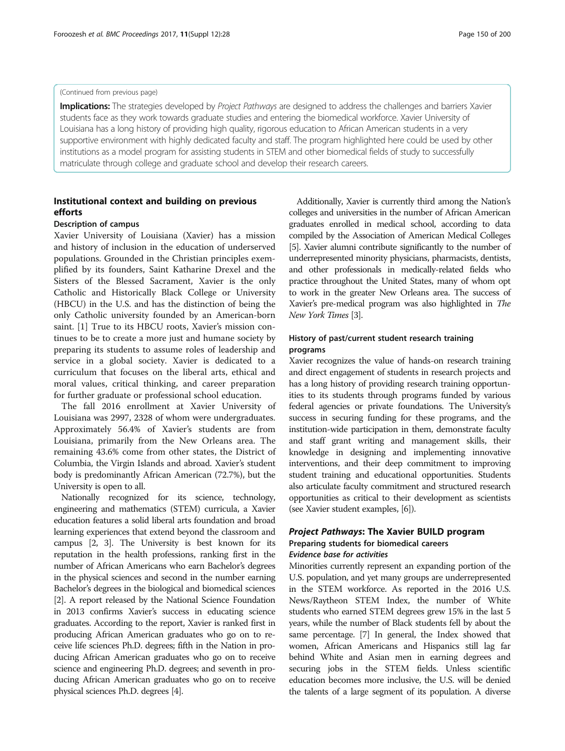(Continued from previous page)

**Implications:** The strategies developed by *Project Pathways* are designed to address the challenges and barriers Xavier students face as they work towards graduate studies and entering the biomedical workforce. Xavier University of Louisiana has a long history of providing high quality, rigorous education to African American students in a very supportive environment with highly dedicated faculty and staff. The program highlighted here could be used by other institutions as a model program for assisting students in STEM and other biomedical fields of study to successfully matriculate through college and graduate school and develop their research careers.

## Institutional context and building on previous efforts

### Description of campus

Xavier University of Louisiana (Xavier) has a mission and history of inclusion in the education of underserved populations. Grounded in the Christian principles exemplified by its founders, Saint Katharine Drexel and the Sisters of the Blessed Sacrament, Xavier is the only Catholic and Historically Black College or University (HBCU) in the U.S. and has the distinction of being the only Catholic university founded by an American-born saint. [1] True to its HBCU roots, Xavier's mission continues to be to create a more just and humane society by preparing its students to assume roles of leadership and service in a global society. Xavier is dedicated to a curriculum that focuses on the liberal arts, ethical and moral values, critical thinking, and career preparation for further graduate or professional school education.

The fall 2016 enrollment at Xavier University of Louisiana was 2997, 2328 of whom were undergraduates. Approximately 56.4% of Xavier's students are from Louisiana, primarily from the New Orleans area. The remaining 43.6% come from other states, the District of Columbia, the Virgin Islands and abroad. Xavier's student body is predominantly African American (72.7%), but the University is open to all.

Nationally recognized for its science, technology, engineering and mathematics (STEM) curricula, a Xavier education features a solid liberal arts foundation and broad learning experiences that extend beyond the classroom and campus [2, 3]. The University is best known for its reputation in the health professions, ranking first in the number of African Americans who earn Bachelor's degrees in the physical sciences and second in the number earning Bachelor's degrees in the biological and biomedical sciences [2]. A report released by the National Science Foundation in 2013 confirms Xavier's success in educating science graduates. According to the report, Xavier is ranked first in producing African American graduates who go on to receive life sciences Ph.D. degrees; fifth in the Nation in producing African American graduates who go on to receive science and engineering Ph.D. degrees; and seventh in producing African American graduates who go on to receive physical sciences Ph.D. degrees [4].

Additionally, Xavier is currently third among the Nation's colleges and universities in the number of African American graduates enrolled in medical school, according to data compiled by the Association of American Medical Colleges [5]. Xavier alumni contribute significantly to the number of underrepresented minority physicians, pharmacists, dentists, and other professionals in medically-related fields who practice throughout the United States, many of whom opt to work in the greater New Orleans area. The success of Xavier's pre-medical program was also highlighted in *The New York Times* [3].

### History of past/current student research training programs

Xavier recognizes the value of hands-on research training and direct engagement of students in research projects and has a long history of providing research training opportunities to its students through programs funded by various federal agencies or private foundations. The University's success in securing funding for these programs, and the institution-wide participation in them, demonstrate faculty and staff grant writing and management skills, their knowledge in designing and implementing innovative interventions, and their deep commitment to improving student training and educational opportunities. Students also articulate faculty commitment and structured research opportunities as critical to their development as scientists (see Xavier student examples, [6]).

## *Project Pathways*: The Xavier BUILD program

### Preparing students for biomedical careers

#### *Evidence base for activities*

Minorities currently represent an expanding portion of the U.S. population, and yet many groups are underrepresented in the STEM workforce. As reported in the 2016 U.S. News/Raytheon STEM Index, the number of White students who earned STEM degrees grew 15% in the last 5 years, while the number of Black students fell by about the same percentage. [7] In general, the Index showed that women, African Americans and Hispanics still lag far behind White and Asian men in earning degrees and securing jobs in the STEM fields. Unless scientific education becomes more inclusive, the U.S. will be denied the talents of a large segment of its population. A diverse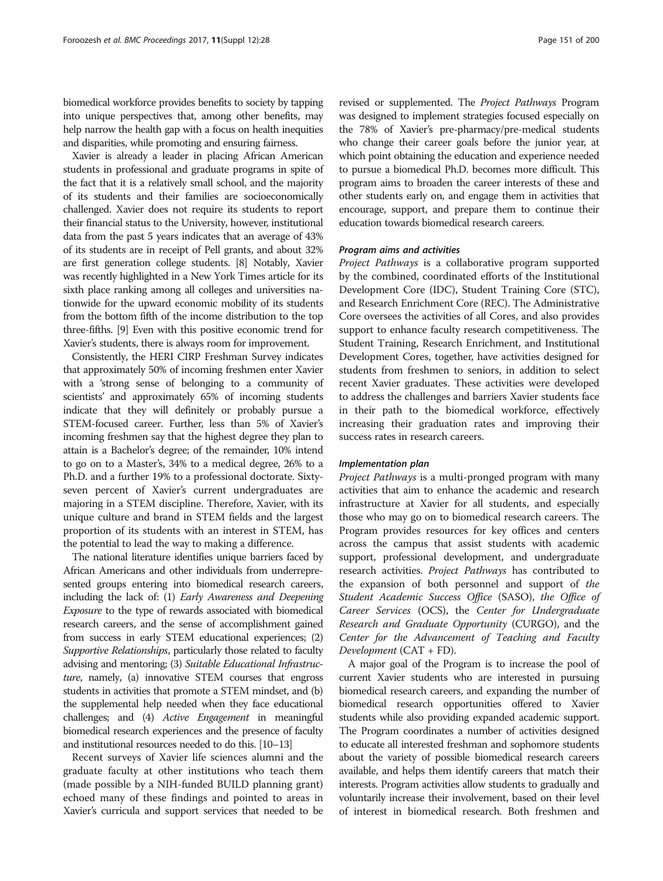biomedical workforce provides benefits to society by tapping into unique perspectives that, among other benefits, may help narrow the health gap with a focus on health inequities and disparities, while promoting and ensuring fairness.

Xavier is already a leader in placing African American students in professional and graduate programs in spite of the fact that it is a relatively small school, and the majority of its students and their families are socioeconomically challenged. Xavier does not require its students to report their financial status to the University, however, institutional data from the past 5 years indicates that an average of 43% of its students are in receipt of Pell grants, and about 32% are first generation college students. [8] Notably, Xavier was recently highlighted in a New York Times article for its sixth place ranking among all colleges and universities nationwide for the upward economic mobility of its students from the bottom fifth of the income distribution to the top three-fifths. [9] Even with this positive economic trend for Xavier's students, there is always room for improvement.

Consistently, the HERI CIRP Freshman Survey indicates that approximately 50% of incoming freshmen enter Xavier with a 'strong sense of belonging to a community of scientists' and approximately 65% of incoming students indicate that they will definitely or probably pursue a STEM-focused career. Further, less than 5% of Xavier's incoming freshmen say that the highest degree they plan to attain is a Bachelor's degree; of the remainder, 10% intend to go on to a Master's, 34% to a medical degree, 26% to a Ph.D. and a further 19% to a professional doctorate. Sixty-seven percent of Xavier's current undergraduates are majoring in a STEM discipline. Therefore, Xavier, with its unique culture and brand in STEM fields and the largest proportion of its students with an interest in STEM, has the potential to lead the way to making a difference.

The national literature identifies unique barriers faced by African Americans and other individuals from underrepresented groups entering into biomedical research careers, including the lack of: (1) *Early Awareness and Deepening Exposure* to the type of rewards associated with biomedical research careers, and the sense of accomplishment gained from success in early STEM educational experiences; (2) *Supportive Relationships*, particularly those related to faculty advising and mentoring; (3) *Suitable Educational Infrastructure*, namely, (a) innovative STEM courses that engross students in activities that promote a STEM mindset, and (b) the supplemental help needed when they face educational challenges; and (4) *Active Engagement* in meaningful biomedical research experiences and the presence of faculty and institutional resources needed to do this. [10–13]

Recent surveys of Xavier life sciences alumni and the graduate faculty at other institutions who teach them (made possible by a NIH-funded BUILD planning grant) echoed many of these findings and pointed to areas in Xavier's curricula and support services that needed to be revised or supplemented. The *Project Pathways* Program was designed to implement strategies focused especially on the 78% of Xavier's pre-pharmacy/pre-medical students who change their career goals before the junior year, at which point obtaining the education and experience needed to pursue a biomedical Ph.D. becomes more difficult. This program aims to broaden the career interests of these and other students early on, and engage them in activities that encourage, support, and prepare them to continue their education towards biomedical research careers.

#### Program aims and activities

*Project Pathways* is a collaborative program supported by the combined, coordinated efforts of the Institutional Development Core (IDC), Student Training Core (STC), and Research Enrichment Core (REC). The Administrative Core oversees the activities of all Cores, and also provides support to enhance faculty research competitiveness. The Student Training, Research Enrichment, and Institutional Development Cores, together, have activities designed for students from freshmen to seniors, in addition to select recent Xavier graduates. These activities were developed to address the challenges and barriers Xavier students face in their path to the biomedical workforce, effectively increasing their graduation rates and improving their success rates in research careers.

#### Implementation plan

*Project Pathways* is a multi-pronged program with many activities that aim to enhance the academic and research infrastructure at Xavier for all students, and especially those who may go on to biomedical research careers. The Program provides resources for key offices and centers across the campus that assist students with academic support, professional development, and undergraduate research activities. *Project Pathways* has contributed to the expansion of both personnel and support of *the Student Academic Success Office* (SASO), *the Office of Career Services* (OCS), the *Center for Undergraduate Research and Graduate Opportunity* (CURGO), and the *Center for the Advancement of Teaching and Faculty Development* (CAT + FD).

A major goal of the Program is to increase the pool of current Xavier students who are interested in pursuing biomedical research careers, and expanding the number of biomedical research opportunities offered to Xavier students while also providing expanded academic support. The Program coordinates a number of activities designed to educate all interested freshman and sophomore students about the variety of possible biomedical research careers available, and helps them identify careers that match their interests. Program activities allow students to gradually and voluntarily increase their involvement, based on their level of interest in biomedical research. Both freshmen and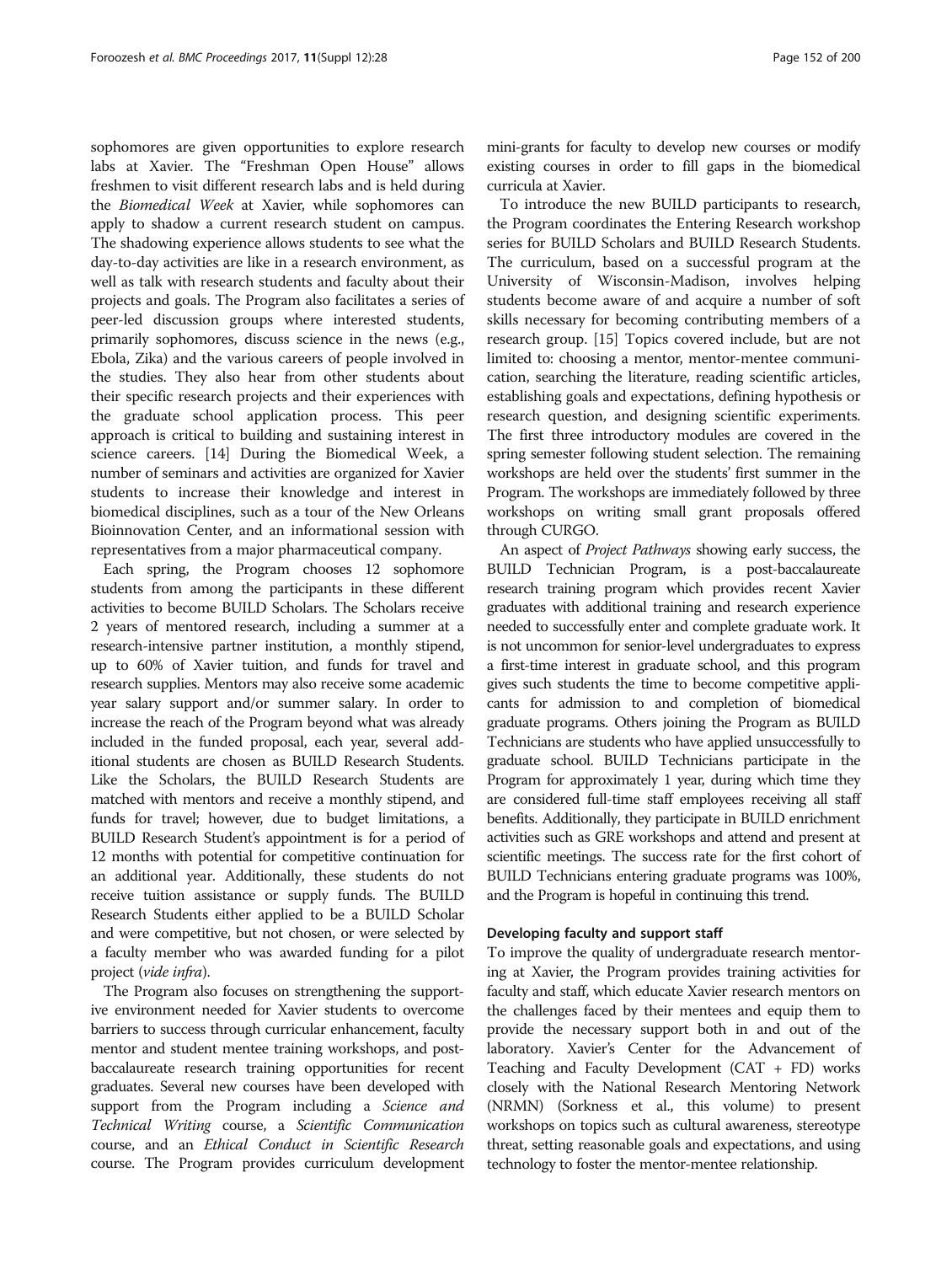sophomores are given opportunities to explore research labs at Xavier. The "Freshman Open House" allows freshmen to visit different research labs and is held during the *Biomedical Week* at Xavier, while sophomores can apply to shadow a current research student on campus. The shadowing experience allows students to see what the day-to-day activities are like in a research environment, as well as talk with research students and faculty about their projects and goals. The Program also facilitates a series of peer-led discussion groups where interested students, primarily sophomores, discuss science in the news (e.g., Ebola, Zika) and the various careers of people involved in the studies. They also hear from other students about their specific research projects and their experiences with the graduate school application process. This peer approach is critical to building and sustaining interest in science careers. [14] During the Biomedical Week, a number of seminars and activities are organized for Xavier students to increase their knowledge and interest in biomedical disciplines, such as a tour of the New Orleans Bioinnovation Center, and an informational session with representatives from a major pharmaceutical company.

Each spring, the Program chooses 12 sophomore students from among the participants in these different activities to become BUILD Scholars. The Scholars receive 2 years of mentored research, including a summer at a research-intensive partner institution, a monthly stipend, up to 60% of Xavier tuition, and funds for travel and research supplies. Mentors may also receive some academic year salary support and/or summer salary. In order to increase the reach of the Program beyond what was already included in the funded proposal, each year, several additional students are chosen as BUILD Research Students. Like the Scholars, the BUILD Research Students are matched with mentors and receive a monthly stipend, and funds for travel; however, due to budget limitations, a BUILD Research Student's appointment is for a period of 12 months with potential for competitive continuation for an additional year. Additionally, these students do not receive tuition assistance or supply funds. The BUILD Research Students either applied to be a BUILD Scholar and were competitive, but not chosen, or were selected by a faculty member who was awarded funding for a pilot project (*vide infra*).

The Program also focuses on strengthening the supportive environment needed for Xavier students to overcome barriers to success through curricular enhancement, faculty mentor and student mentee training workshops, and post-baccalaureate research training opportunities for recent graduates. Several new courses have been developed with support from the Program including a *Science and Technical Writing* course, a *Scientific Communication* course, and an *Ethical Conduct in Scientific Research* course. The Program provides curriculum development mini-grants for faculty to develop new courses or modify existing courses in order to fill gaps in the biomedical curricula at Xavier.

To introduce the new BUILD participants to research, the Program coordinates the Entering Research workshop series for BUILD Scholars and BUILD Research Students. The curriculum, based on a successful program at the University of Wisconsin-Madison, involves helping students become aware of and acquire a number of soft skills necessary for becoming contributing members of a research group. [15] Topics covered include, but are not limited to: choosing a mentor, mentor-mentee communication, searching the literature, reading scientific articles, establishing goals and expectations, defining hypothesis or research question, and designing scientific experiments. The first three introductory modules are covered in the spring semester following student selection. The remaining workshops are held over the students' first summer in the Program. The workshops are immediately followed by three workshops on writing small grant proposals offered through CURGO.

An aspect of *Project Pathways* showing early success, the BUILD Technician Program, is a post-baccalaureate research training program which provides recent Xavier graduates with additional training and research experience needed to successfully enter and complete graduate work. It is not uncommon for senior-level undergraduates to express a first-time interest in graduate school, and this program gives such students the time to become competitive applicants for admission to and completion of biomedical graduate programs. Others joining the Program as BUILD Technicians are students who have applied unsuccessfully to graduate school. BUILD Technicians participate in the Program for approximately 1 year, during which time they are considered full-time staff employees receiving all staff benefits. Additionally, they participate in BUILD enrichment activities such as GRE workshops and attend and present at scientific meetings. The success rate for the first cohort of BUILD Technicians entering graduate programs was 100%, and the Program is hopeful in continuing this trend.

#### Developing faculty and support staff

To improve the quality of undergraduate research mentoring at Xavier, the Program provides training activities for faculty and staff, which educate Xavier research mentors on the challenges faced by their mentees and equip them to provide the necessary support both in and out of the laboratory. Xavier's Center for the Advancement of Teaching and Faculty Development (CAT + FD) works closely with the National Research Mentoring Network (NRMN) (Sorkness et al., this volume) to present workshops on topics such as cultural awareness, stereotype threat, setting reasonable goals and expectations, and using technology to foster the mentor-mentee relationship.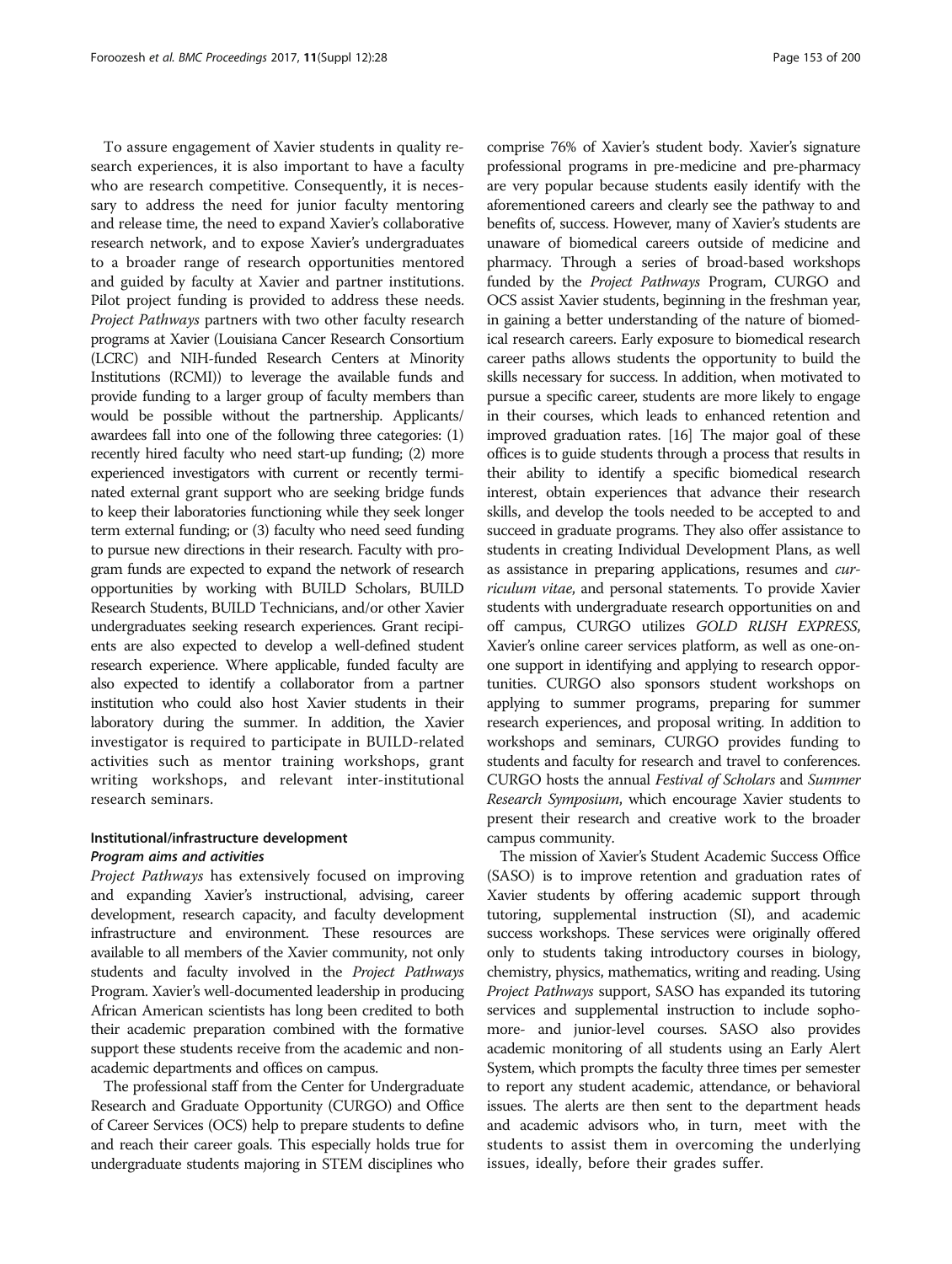To assure engagement of Xavier students in quality research experiences, it is also important to have a faculty who are research competitive. Consequently, it is necessary to address the need for junior faculty mentoring and release time, the need to expand Xavier's collaborative research network, and to expose Xavier's undergraduates to a broader range of research opportunities mentored and guided by faculty at Xavier and partner institutions. Pilot project funding is provided to address these needs. *Project Pathways* partners with two other faculty research programs at Xavier (Louisiana Cancer Research Consortium (LCRC) and NIH-funded Research Centers at Minority Institutions (RCMI)) to leverage the available funds and provide funding to a larger group of faculty members than would be possible without the partnership. Applicants/awardees fall into one of the following three categories: (1) recently hired faculty who need start-up funding; (2) more experienced investigators with current or recently terminated external grant support who are seeking bridge funds to keep their laboratories functioning while they seek longer term external funding; or (3) faculty who need seed funding to pursue new directions in their research. Faculty with program funds are expected to expand the network of research opportunities by working with BUILD Scholars, BUILD Research Students, BUILD Technicians, and/or other Xavier undergraduates seeking research experiences. Grant recipients are also expected to develop a well-defined student research experience. Where applicable, funded faculty are also expected to identify a collaborator from a partner institution who could also host Xavier students in their laboratory during the summer. In addition, the Xavier investigator is required to participate in BUILD-related activities such as mentor training workshops, grant writing workshops, and relevant inter-institutional research seminars.

### Institutional/infrastructure development

#### *Program aims and activities*

*Project Pathways* has extensively focused on improving and expanding Xavier's instructional, advising, career development, research capacity, and faculty development infrastructure and environment. These resources are available to all members of the Xavier community, not only students and faculty involved in the *Project Pathways* Program. Xavier's well-documented leadership in producing African American scientists has long been credited to both their academic preparation combined with the formative support these students receive from the academic and non-academic departments and offices on campus.

The professional staff from the Center for Undergraduate Research and Graduate Opportunity (CURGO) and Office of Career Services (OCS) help to prepare students to define and reach their career goals. This especially holds true for undergraduate students majoring in STEM disciplines who comprise 76% of Xavier's student body. Xavier's signature professional programs in pre-medicine and pre-pharmacy are very popular because students easily identify with the aforementioned careers and clearly see the pathway to and benefits of, success. However, many of Xavier's students are unaware of biomedical careers outside of medicine and pharmacy. Through a series of broad-based workshops funded by the *Project Pathways* Program, CURGO and OCS assist Xavier students, beginning in the freshman year, in gaining a better understanding of the nature of biomedical research careers. Early exposure to biomedical research career paths allows students the opportunity to build the skills necessary for success. In addition, when motivated to pursue a specific career, students are more likely to engage in their courses, which leads to enhanced retention and improved graduation rates. [16] The major goal of these offices is to guide students through a process that results in their ability to identify a specific biomedical research interest, obtain experiences that advance their research skills, and develop the tools needed to be accepted to and succeed in graduate programs. They also offer assistance to students in creating Individual Development Plans, as well as assistance in preparing applications, resumes and *curriculum vitae*, and personal statements. To provide Xavier students with undergraduate research opportunities on and off campus, CURGO utilizes *GOLD RUSH EXPRESS*, Xavier's online career services platform, as well as one-on-one support in identifying and applying to research opportunities. CURGO also sponsors student workshops on applying to summer programs, preparing for summer research experiences, and proposal writing. In addition to workshops and seminars, CURGO provides funding to students and faculty for research and travel to conferences. CURGO hosts the annual *Festival of Scholars* and *Summer Research Symposium*, which encourage Xavier students to present their research and creative work to the broader campus community.

The mission of Xavier's Student Academic Success Office (SASO) is to improve retention and graduation rates of Xavier students by offering academic support through tutoring, supplemental instruction (SI), and academic success workshops. These services were originally offered only to students taking introductory courses in biology, chemistry, physics, mathematics, writing and reading. Using *Project Pathways* support, SASO has expanded its tutoring services and supplemental instruction to include sophomore- and junior-level courses. SASO also provides academic monitoring of all students using an Early Alert System, which prompts the faculty three times per semester to report any student academic, attendance, or behavioral issues. The alerts are then sent to the department heads and academic advisors who, in turn, meet with the students to assist them in overcoming the underlying issues, ideally, before their grades suffer.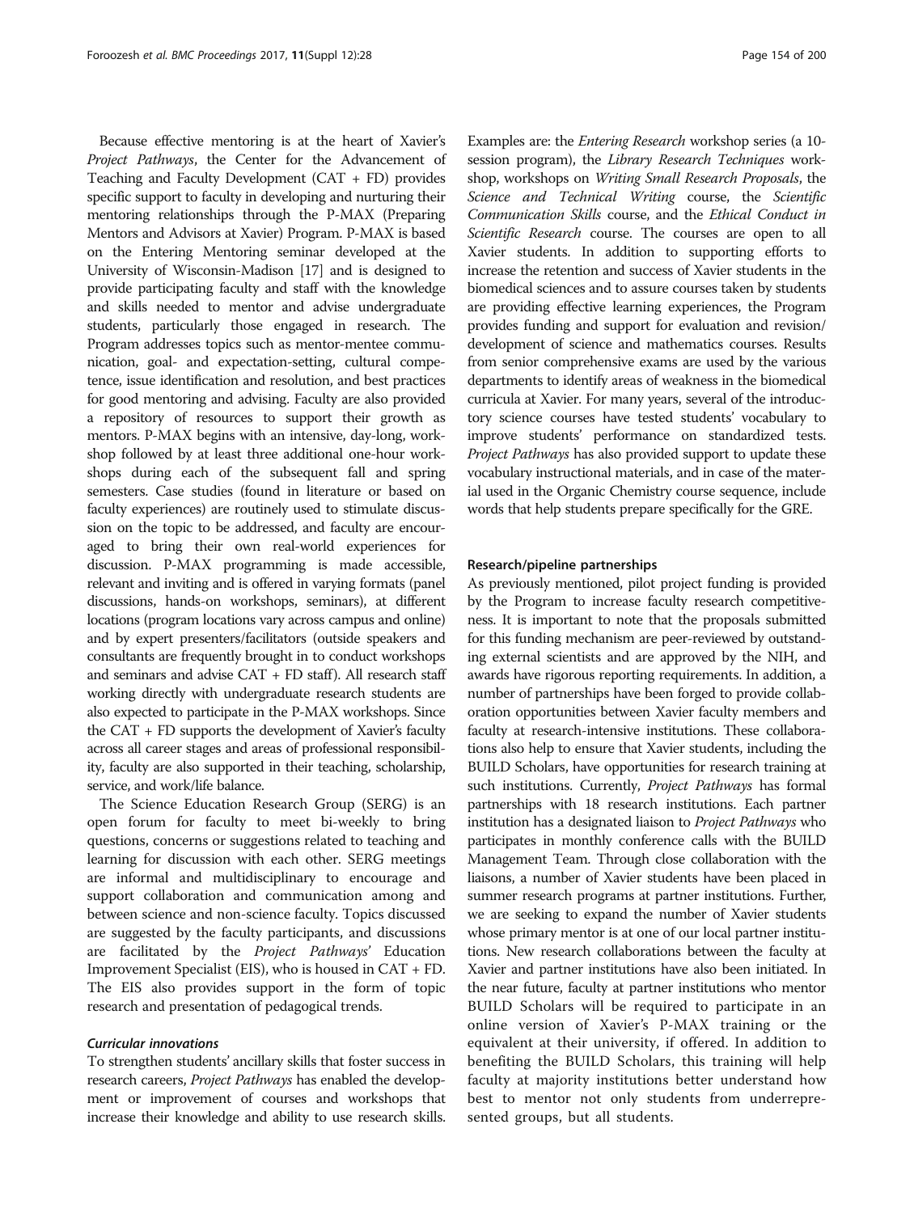Because effective mentoring is at the heart of Xavier's *Project Pathways*, the Center for the Advancement of Teaching and Faculty Development (CAT + FD) provides specific support to faculty in developing and nurturing their mentoring relationships through the P-MAX (Preparing Mentors and Advisors at Xavier) Program. P-MAX is based on the Entering Mentoring seminar developed at the University of Wisconsin-Madison [17] and is designed to provide participating faculty and staff with the knowledge and skills needed to mentor and advise undergraduate students, particularly those engaged in research. The Program addresses topics such as mentor-mentee communication, goal- and expectation-setting, cultural competence, issue identification and resolution, and best practices for good mentoring and advising. Faculty are also provided a repository of resources to support their growth as mentors. P-MAX begins with an intensive, day-long, workshop followed by at least three additional one-hour workshops during each of the subsequent fall and spring semesters. Case studies (found in literature or based on faculty experiences) are routinely used to stimulate discussion on the topic to be addressed, and faculty are encouraged to bring their own real-world experiences for discussion. P-MAX programming is made accessible, relevant and inviting and is offered in varying formats (panel discussions, hands-on workshops, seminars), at different locations (program locations vary across campus and online) and by expert presenters/facilitators (outside speakers and consultants are frequently brought in to conduct workshops and seminars and advise CAT + FD staff). All research staff working directly with undergraduate research students are also expected to participate in the P-MAX workshops. Since the CAT + FD supports the development of Xavier's faculty across all career stages and areas of professional responsibility, faculty are also supported in their teaching, scholarship, service, and work/life balance.

The Science Education Research Group (SERG) is an open forum for faculty to meet bi-weekly to bring questions, concerns or suggestions related to teaching and learning for discussion with each other. SERG meetings are informal and multidisciplinary to encourage and support collaboration and communication among and between science and non-science faculty. Topics discussed are suggested by the faculty participants, and discussions are facilitated by the *Project Pathways*' Education Improvement Specialist (EIS), who is housed in CAT + FD. The EIS also provides support in the form of topic research and presentation of pedagogical trends.

#### *Curricular innovations*

To strengthen students' ancillary skills that foster success in research careers, *Project Pathways* has enabled the development or improvement of courses and workshops that increase their knowledge and ability to use research skills. Examples are: the *Entering Research* workshop series (a 10-session program), the *Library Research Techniques* workshop, workshops on *Writing Small Research Proposals*, the *Science and Technical Writing* course, the *Scientific Communication Skills* course, and the *Ethical Conduct in Scientific Research* course. The courses are open to all Xavier students. In addition to supporting efforts to increase the retention and success of Xavier students in the biomedical sciences and to assure courses taken by students are providing effective learning experiences, the Program provides funding and support for evaluation and revision/development of science and mathematics courses. Results from senior comprehensive exams are used by the various departments to identify areas of weakness in the biomedical curricula at Xavier. For many years, several of the introductory science courses have tested students' vocabulary to improve students' performance on standardized tests. *Project Pathways* has also provided support to update these vocabulary instructional materials, and in case of the material used in the Organic Chemistry course sequence, include words that help students prepare specifically for the GRE.

### Research/pipeline partnerships

As previously mentioned, pilot project funding is provided by the Program to increase faculty research competitiveness. It is important to note that the proposals submitted for this funding mechanism are peer-reviewed by outstanding external scientists and are approved by the NIH, and awards have rigorous reporting requirements. In addition, a number of partnerships have been forged to provide collaboration opportunities between Xavier faculty members and faculty at research-intensive institutions. These collaborations also help to ensure that Xavier students, including the BUILD Scholars, have opportunities for research training at such institutions. Currently, *Project Pathways* has formal partnerships with 18 research institutions. Each partner institution has a designated liaison to *Project Pathways* who participates in monthly conference calls with the BUILD Management Team. Through close collaboration with the liaisons, a number of Xavier students have been placed in summer research programs at partner institutions. Further, we are seeking to expand the number of Xavier students whose primary mentor is at one of our local partner institutions. New research collaborations between the faculty at Xavier and partner institutions have also been initiated. In the near future, faculty at partner institutions who mentor BUILD Scholars will be required to participate in an online version of Xavier's P-MAX training or the equivalent at their university, if offered. In addition to benefiting the BUILD Scholars, this training will help faculty at majority institutions better understand how best to mentor not only students from underrepresented groups, but all students.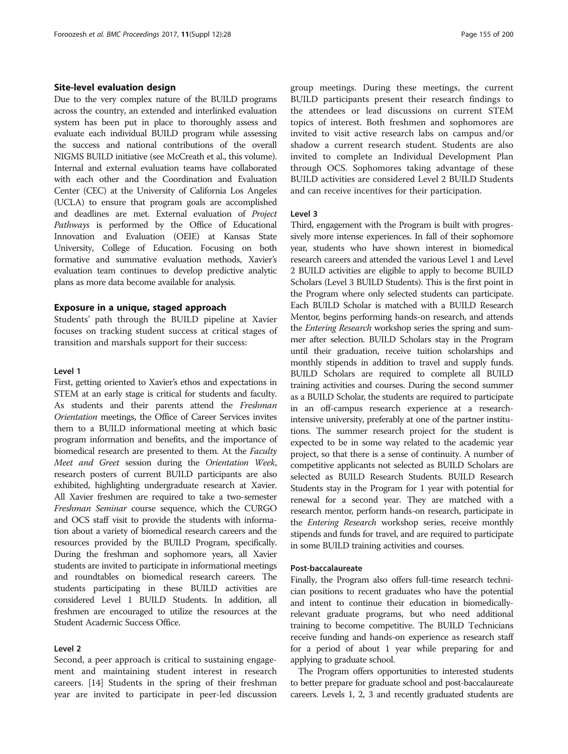## Site-level evaluation design

Due to the very complex nature of the BUILD programs across the country, an extended and interlinked evaluation system has been put in place to thoroughly assess and evaluate each individual BUILD program while assessing the success and national contributions of the overall NIGMS BUILD initiative (see McCreath et al., this volume). Internal and external evaluation teams have collaborated with each other and the Coordination and Evaluation Center (CEC) at the University of California Los Angeles (UCLA) to ensure that program goals are accomplished and deadlines are met. External evaluation of *Project Pathways* is performed by the Office of Educational Innovation and Evaluation (OEIE) at Kansas State University, College of Education. Focusing on both formative and summative evaluation methods, Xavier's evaluation team continues to develop predictive analytic plans as more data become available for analysis.

## Exposure in a unique, staged approach

Students' path through the BUILD pipeline at Xavier focuses on tracking student success at critical stages of transition and marshals support for their success:

### Level 1

First, getting oriented to Xavier's ethos and expectations in STEM at an early stage is critical for students and faculty. As students and their parents attend the *Freshman Orientation* meetings, the Office of Career Services invites them to a BUILD informational meeting at which basic program information and benefits, and the importance of biomedical research are presented to them. At the *Faculty Meet and Greet* session during the *Orientation Week*, research posters of current BUILD participants are also exhibited, highlighting undergraduate research at Xavier. All Xavier freshmen are required to take a two-semester *Freshman Seminar* course sequence, which the CURGO and OCS staff visit to provide the students with information about a variety of biomedical research careers and the resources provided by the BUILD Program, specifically. During the freshman and sophomore years, all Xavier students are invited to participate in informational meetings and roundtables on biomedical research careers. The students participating in these BUILD activities are considered Level 1 BUILD Students. In addition, all freshmen are encouraged to utilize the resources at the Student Academic Success Office.

### Level 2

Second, a peer approach is critical to sustaining engagement and maintaining student interest in research careers. [14] Students in the spring of their freshman year are invited to participate in peer-led discussion group meetings. During these meetings, the current BUILD participants present their research findings to the attendees or lead discussions on current STEM topics of interest. Both freshmen and sophomores are invited to visit active research labs on campus and/or shadow a current research student. Students are also invited to complete an Individual Development Plan through OCS. Sophomores taking advantage of these BUILD activities are considered Level 2 BUILD Students and can receive incentives for their participation.

### Level 3

Third, engagement with the Program is built with progressively more intense experiences. In fall of their sophomore year, students who have shown interest in biomedical research careers and attended the various Level 1 and Level 2 BUILD activities are eligible to apply to become BUILD Scholars (Level 3 BUILD Students). This is the first point in the Program where only selected students can participate. Each BUILD Scholar is matched with a BUILD Research Mentor, begins performing hands-on research, and attends the *Entering Research* workshop series the spring and summer after selection. BUILD Scholars stay in the Program until their graduation, receive tuition scholarships and monthly stipends in addition to travel and supply funds. BUILD Scholars are required to complete all BUILD training activities and courses. During the second summer as a BUILD Scholar, the students are required to participate in an off-campus research experience at a research-intensive university, preferably at one of the partner institutions. The summer research project for the student is expected to be in some way related to the academic year project, so that there is a sense of continuity. A number of competitive applicants not selected as BUILD Scholars are selected as BUILD Research Students. BUILD Research Students stay in the Program for 1 year with potential for renewal for a second year. They are matched with a research mentor, perform hands-on research, participate in the *Entering Research* workshop series, receive monthly stipends and funds for travel, and are required to participate in some BUILD training activities and courses.

### Post-baccalaureate

Finally, the Program also offers full-time research technician positions to recent graduates who have the potential and intent to continue their education in biomedically-relevant graduate programs, but who need additional training to become competitive. The BUILD Technicians receive funding and hands-on experience as research staff for a period of about 1 year while preparing for and applying to graduate school.

The Program offers opportunities to interested students to better prepare for graduate school and post-baccalaureate careers. Levels 1, 2, 3 and recently graduated students are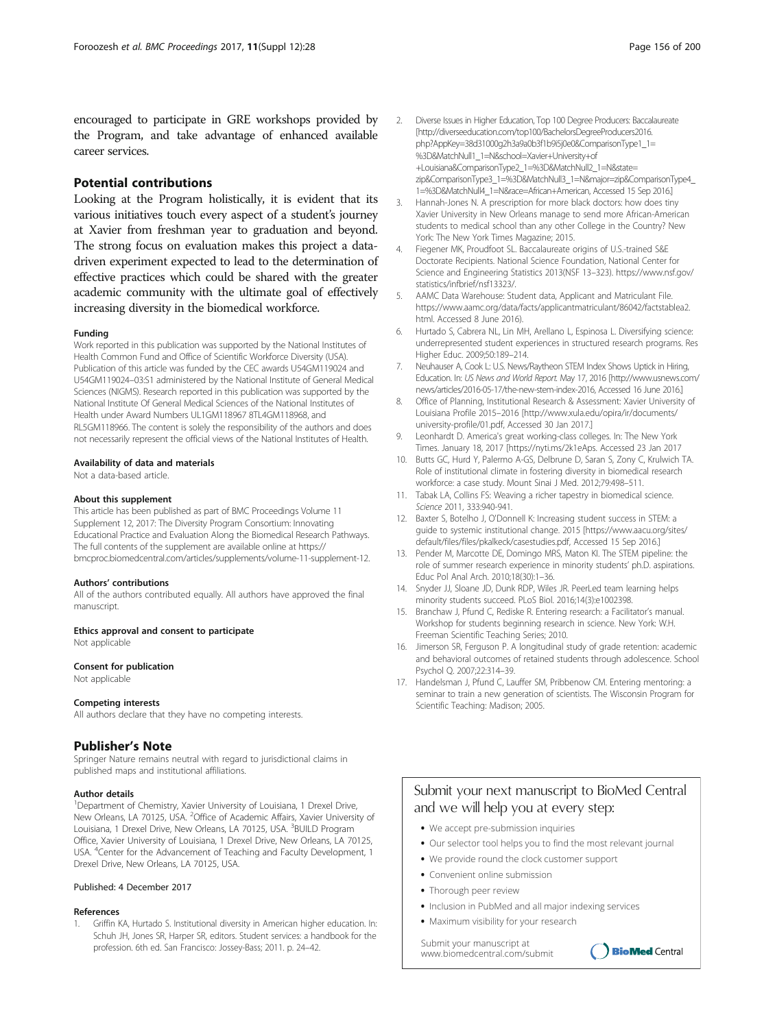encouraged to participate in GRE workshops provided by the Program, and take advantage of enhanced available career services.

## Potential contributions

Looking at the Program holistically, it is evident that its various initiatives touch every aspect of a student's journey at Xavier from freshman year to graduation and beyond. The strong focus on evaluation makes this project a data-driven experiment expected to lead to the determination of effective practices which could be shared with the greater academic community with the ultimate goal of effectively increasing diversity in the biomedical workforce.

### Funding

Work reported in this publication was supported by the National Institutes of Health Common Fund and Office of Scientific Workforce Diversity (USA). Publication of this article was funded by the CEC awards U54GM119024 and U54GM119024–03:S1 administered by the National Institute of General Medical Sciences (NIGMS). Research reported in this publication was supported by the National Institute Of General Medical Sciences of the National Institutes of Health under Award Numbers UL1GM118967 8TL4GM118968, and RL5GM118966. The content is solely the responsibility of the authors and does not necessarily represent the official views of the National Institutes of Health.

### Availability of data and materials

Not a data-based article.

### About this supplement

This article has been published as part of BMC Proceedings Volume 11 Supplement 12, 2017: The Diversity Program Consortium: Innovating Educational Practice and Evaluation Along the Biomedical Research Pathways. The full contents of the supplement are available online at https://bmcproc.biomedcentral.com/articles/supplements/volume-11-supplement-12.

### Authors' contributions

All of the authors contributed equally. All authors have approved the final manuscript.

### Ethics approval and consent to participate

Not applicable

### Consent for publication

Not applicable

### Competing interests

All authors declare that they have no competing interests.

## Publisher's Note

Springer Nature remains neutral with regard to jurisdictional claims in published maps and institutional affiliations.

### Author details

[1]Department of Chemistry, Xavier University of Louisiana, 1 Drexel Drive, New Orleans, LA 70125, USA. [2]Office of Academic Affairs, Xavier University of Louisiana, 1 Drexel Drive, New Orleans, LA 70125, USA. [3]BUILD Program Office, Xavier University of Louisiana, 1 Drexel Drive, New Orleans, LA 70125, USA. [4]Center for the Advancement of Teaching and Faculty Development, 1 Drexel Drive, New Orleans, LA 70125, USA.

Published: 4 December 2017

### References

1. Griffin KA, Hurtado S. Institutional diversity in American higher education. In: Schuh JH, Jones SR, Harper SR, editors. Student services: a handbook for the profession. 6th ed. San Francisco: Jossey-Bass; 2011. p. 24–42.
2. Diverse Issues in Higher Education, Top 100 Degree Producers: Baccalaureate [http://diverseeducation.com/top100/BachelorsDegreeProducers2016.php?AppKey=38d31000g2h3a9a0b3f1b9i5j0e0&ComparisonType1_1=%3D&MatchNull1_1=N&school=Xavier+University+of+Louisiana&ComparisonType2_1=%3D&MatchNull2_1=N&state=zip&ComparisonType3_1=%3D&MatchNull3_1=N&major=zip&ComparisonType4_1=%3D&MatchNull4_1=N&race=African+American, Accessed 15 Sep 2016.]
3. Hannah-Jones N. A prescription for more black doctors: how does tiny Xavier University in New Orleans manage to send more African-American students to medical school than any other College in the Country? New York: The New York Times Magazine; 2015.
4. Fiegener MK, Proudfoot SL. Baccalaureate origins of U.S.-trained S&E Doctorate Recipients. National Science Foundation, National Center for Science and Engineering Statistics 2013(NSF 13–323). https://www.nsf.gov/statistics/infbrief/nsf13323/.
5. AAMC Data Warehouse: Student data, Applicant and Matriculant File. https://www.aamc.org/data/facts/applicantmatriculant/86042/factstablea2.html. Accessed 8 June 2016).
6. Hurtado S, Cabrera NL, Lin MH, Arellano L, Espinosa L. Diversifying science: underrepresented student experiences in structured research programs. Res Higher Educ. 2009;50:189–214.
7. Neuhauser A, Cook L: U.S. News/Raytheon STEM Index Shows Uptick in Hiring, Education. In: *US News and World Report.* May 17, 2016 [http://www.usnews.com/news/articles/2016-05-17/the-new-stem-index-2016, Accessed 16 June 2016.]
8. Office of Planning, Institutional Research & Assessment: Xavier University of Louisiana Profile 2015–2016 [http://www.xula.edu/opira/ir/documents/university-profile/01.pdf, Accessed 30 Jan 2017.]
9. Leonhardt D. America's great working-class colleges. In: The New York Times. January 18, 2017 [https://nyti.ms/2k1eAps. Accessed 23 Jan 2017
10. Butts GC, Hurd Y, Palermo A-GS, Delbrune D, Saran S, Zony C, Krulwich TA. Role of institutional climate in fostering diversity in biomedical research workforce: a case study. Mount Sinai J Med. 2012;79:498–511.
11. Tabak LA, Collins FS: Weaving a richer tapestry in biomedical science. *Science* 2011, 333:940-941.
12. Baxter S, Botelho J, O'Donnell K: Increasing student success in STEM: a guide to systemic institutional change. 2015 [https://www.aacu.org/sites/default/files/files/pkalkeck/casestudies.pdf, Accessed 15 Sep 2016.]
13. Pender M, Marcotte DE, Domingo MRS, Maton KI. The STEM pipeline: the role of summer research experience in minority students' ph.D. aspirations. Educ Pol Anal Arch. 2010;18(30):1–36.
14. Snyder JJ, Sloane JD, Dunk RDP, Wiles JR. PeerLed team learning helps minority students succeed. PLoS Biol. 2016;14(3):e1002398.
15. Branchaw J, Pfund C, Rediske R. Entering research: a Facilitator's manual. Workshop for students beginning research in science. New York: W.H. Freeman Scientific Teaching Series; 2010.
16. Jimerson SR, Ferguson P. A longitudinal study of grade retention: academic and behavioral outcomes of retained students through adolescence. School Psychol Q. 2007;22:314–39.
17. Handelsman J, Pfund C, Lauffer SM, Pribbenow CM. Entering mentoring: a seminar to train a new generation of scientists. The Wisconsin Program for Scientific Teaching: Madison; 2005.

Submit your next manuscript to BioMed Central and we will help you at every step:

- We accept pre-submission inquiries
- Our selector tool helps you to find the most relevant journal
- We provide round the clock customer support
- Convenient online submission
- Thorough peer review
- Inclusion in PubMed and all major indexing services
- Maximum visibility for your research

Submit your manuscript at www.biomedcentral.com/submit

BioMed Central